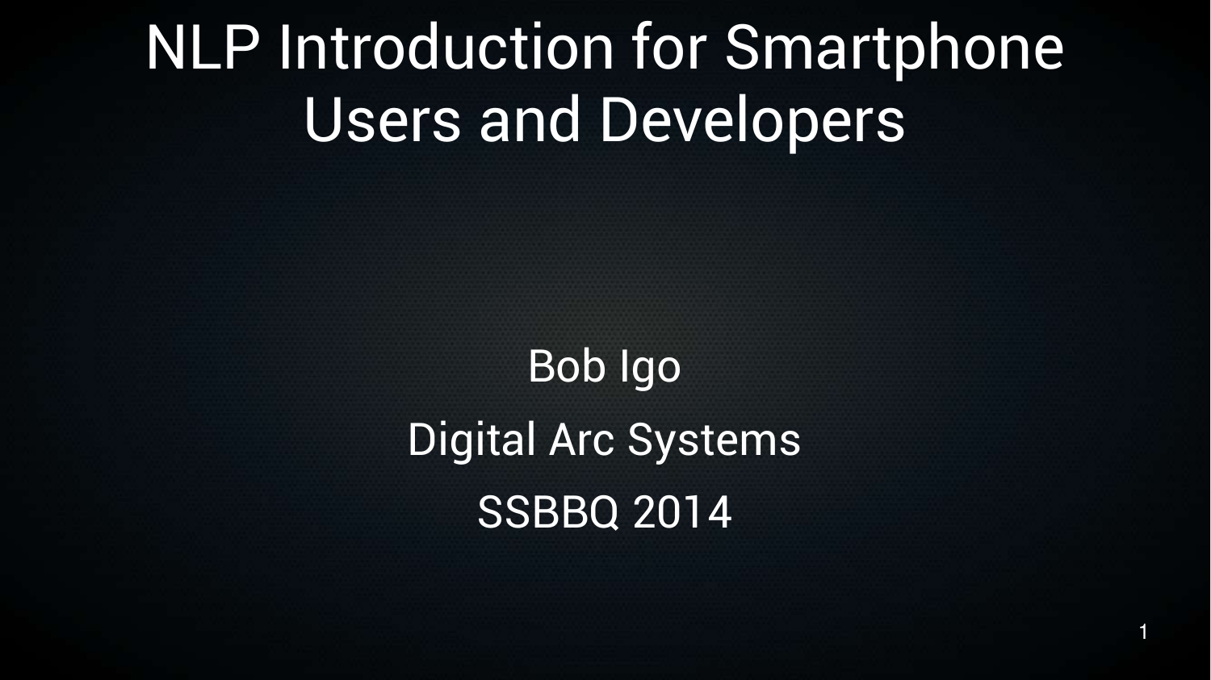# NLP Introduction for Smartphone Users and Developers

Bob Igo

Digital Arc Systems

SSBBQ 2014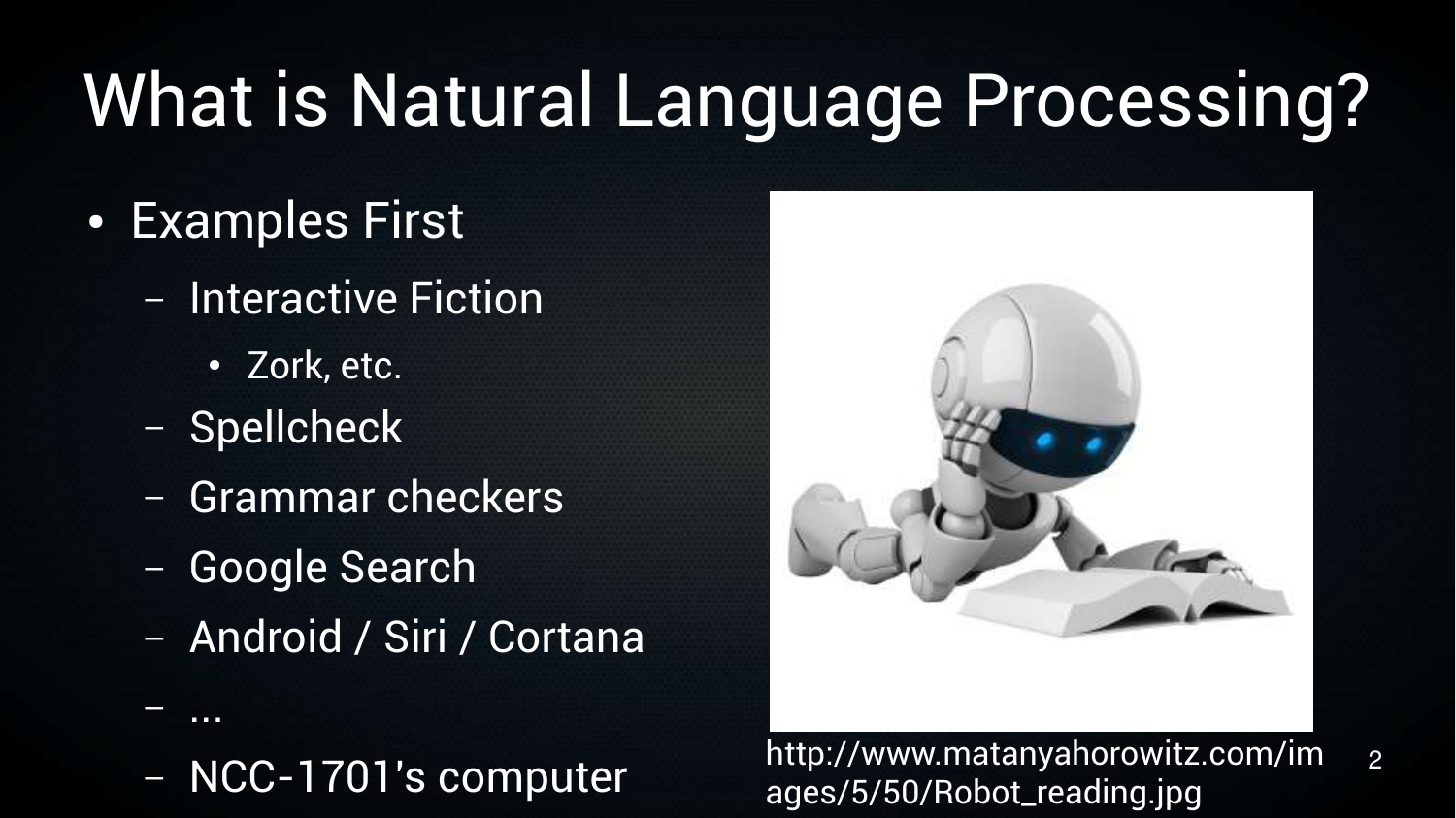# What is Natural Language Processing?

- Examples First
  - Interactive Fiction
    - Zork, etc.
  - Spellcheck
  - Grammar checkers
  - Google Search
  - Android / Siri / Cortana
  - ...
  - NCC-1701's computer

http://www.matanyahorowitz.com/images/5/50/Robot_reading.jpg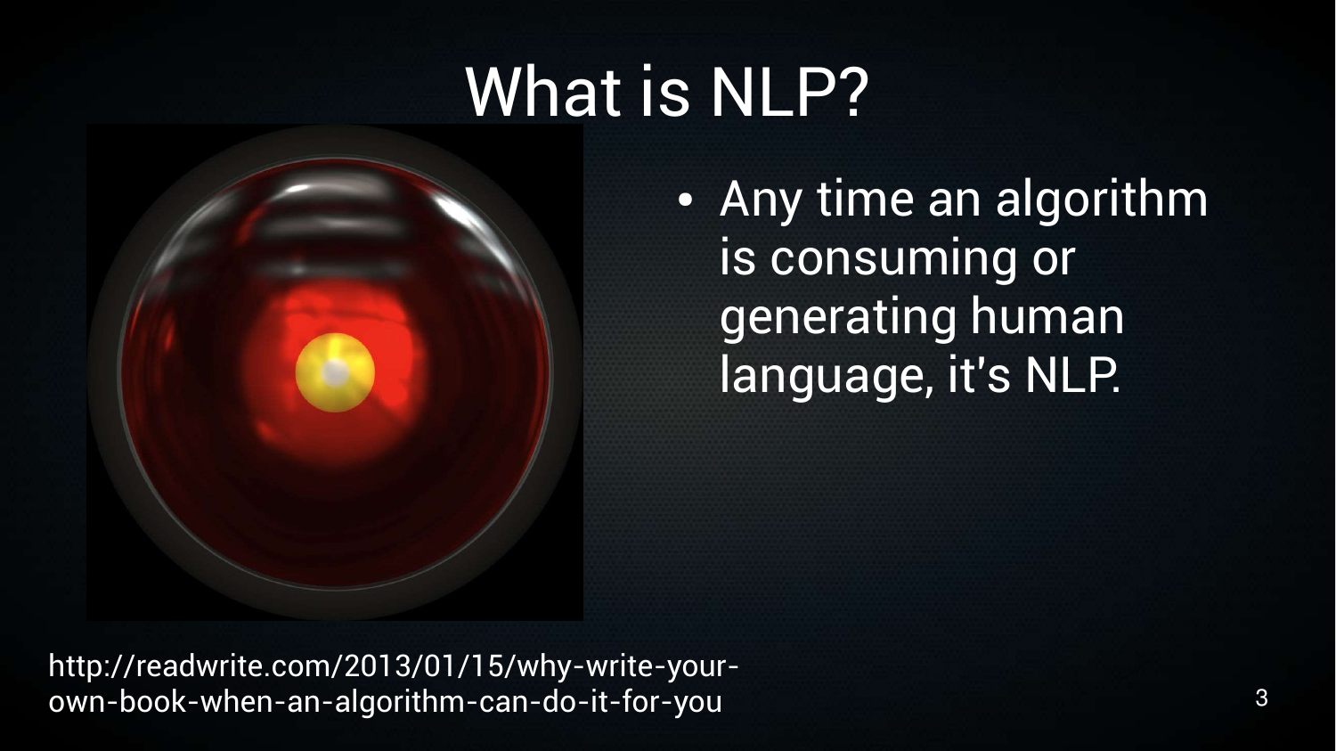# What is NLP?

- Any time an algorithm is consuming or generating human language, it's NLP.

http://readwrite.com/2013/01/15/why-write-your-own-book-when-an-algorithm-can-do-it-for-you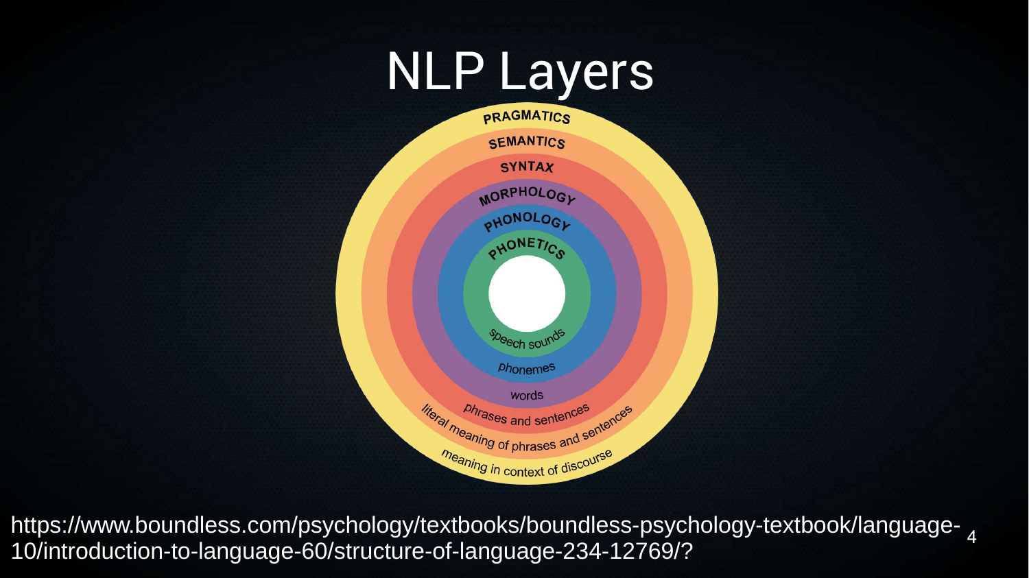# NLP Layers

- PRAGMATICS — meaning in context of discourse
- SEMANTICS — literal meaning of phrases and sentences
- SYNTAX — phrases and sentences
- MORPHOLOGY — words
- PHONOLOGY — phonemes
- PHONETICS — speech sounds

https://www.boundless.com/psychology/textbooks/boundless-psychology-textbook/language-10/introduction-to-language-60/structure-of-language-234-12769/?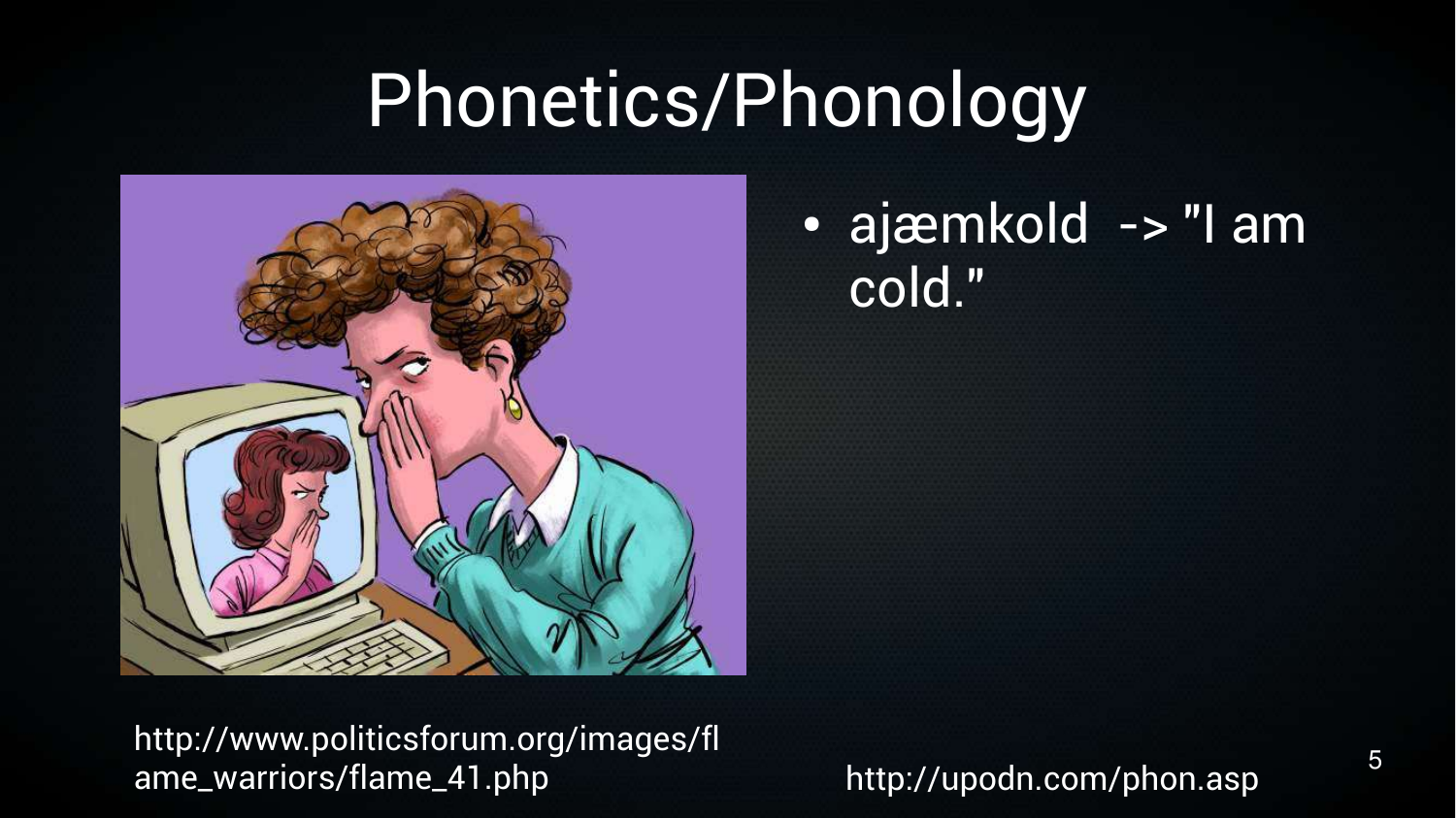# Phonetics/Phonology

- ajæmkold -> "I am cold."

http://www.politicsforum.org/images/flame_warriors/flame_41.php

http://upodn.com/phon.asp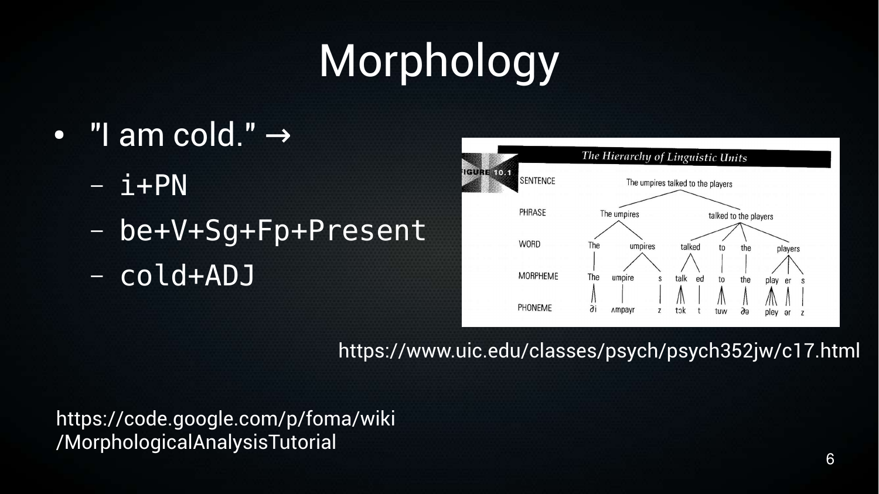# Morphology

- "I am cold." →
  - i+PN
  - be+V+Sg+Fp+Present
  - cold+ADJ

**FIGURE 10.1** *The Hierarchy of Linguistic Units*

| | |
|---|---|
| SENTENCE | The umpires talked to the players |
| PHRASE | The umpires / talked to the players |
| WORD | The / umpires / talked / to / the / players |
| MORPHEME | The / umpire / s / talk / ed / to / the / play / er / s |
| PHONEME | ði / ʌmpayr / z / tɔk / t / tuw / ðə / pley / ər / z |

https://www.uic.edu/classes/psych/psych352jw/c17.html

https://code.google.com/p/foma/wiki/MorphologicalAnalysisTutorial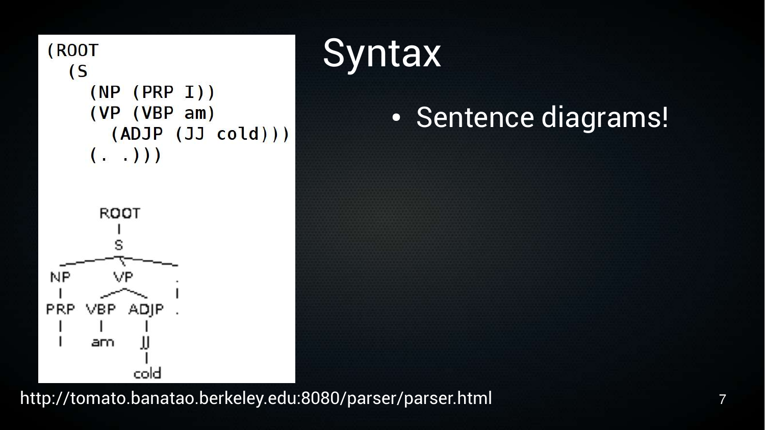# Syntax

- Sentence diagrams!

```
(ROOT
  (S
    (NP (PRP I))
    (VP (VBP am)
      (ADJP (JJ cold)))
    (. .)))
```

```
      ROOT
       |
       S
  _____|________
 NP    VP       .
 |   ___|___    |
PRP VBP  ADJP   .
 |   |    |
 I   am   JJ
          |
         cold
```

http://tomato.banatao.berkeley.edu:8080/parser/parser.html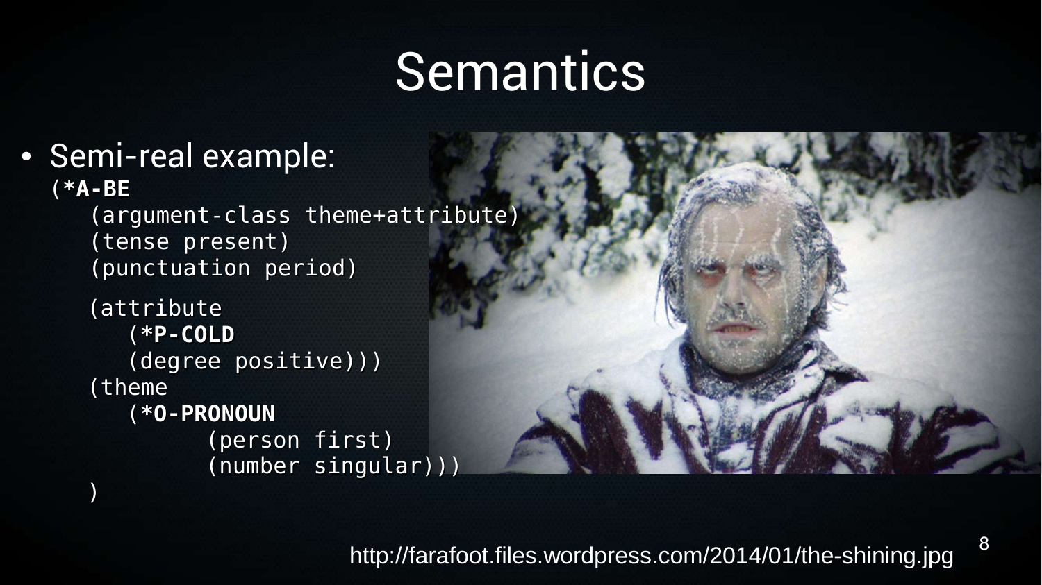# Semantics

- Semi-real example:

```
(*A-BE
   (argument-class theme+attribute)
   (tense present)
   (punctuation period)
   (attribute
      (*P-COLD
      (degree positive)))
   (theme
      (*O-PRONOUN
            (person first)
            (number singular)))
   )
```

http://farafoot.files.wordpress.com/2014/01/the-shining.jpg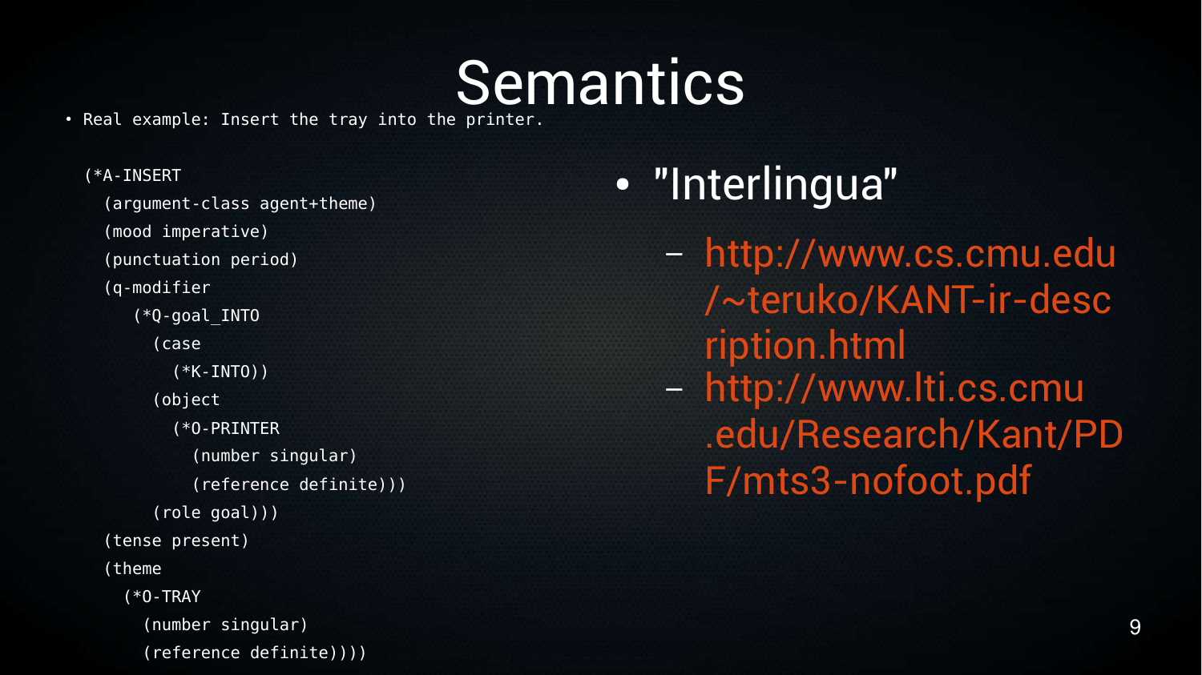# Semantics

- Real example: Insert the tray into the printer.

```
(*A-INSERT
  (argument-class agent+theme)
  (mood imperative)
  (punctuation period)
  (q-modifier
     (*Q-goal_INTO
       (case
         (*K-INTO))
       (object
         (*O-PRINTER
           (number singular)
           (reference definite)))
       (role goal)))
  (tense present)
  (theme
    (*O-TRAY
      (number singular)
      (reference definite))))
```

- "Interlingua"
  - http://www.cs.cmu.edu/~teruko/KANT-ir-description.html
  - http://www.lti.cs.cmu.edu/Research/Kant/PDF/mts3-nofoot.pdf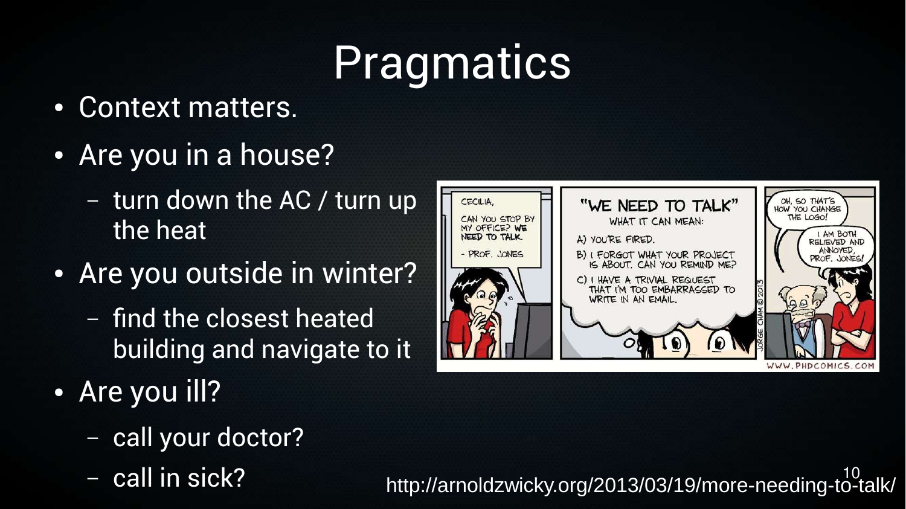# Pragmatics

- Context matters.
- Are you in a house?
  - turn down the AC / turn up the heat
- Are you outside in winter?
  - find the closest heated building and navigate to it
- Are you ill?
  - call your doctor?
  - call in sick?

http://arnoldzwicky.org/2013/03/19/more-needing-to-talk/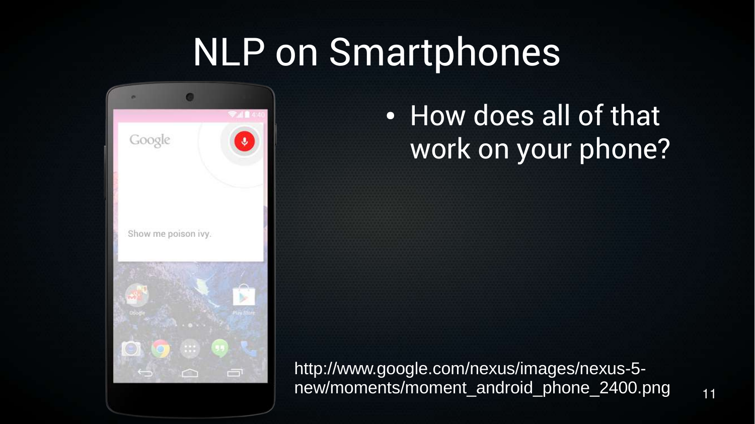# NLP on Smartphones

- How does all of that work on your phone?

http://www.google.com/nexus/images/nexus-5-new/moments/moment_android_phone_2400.png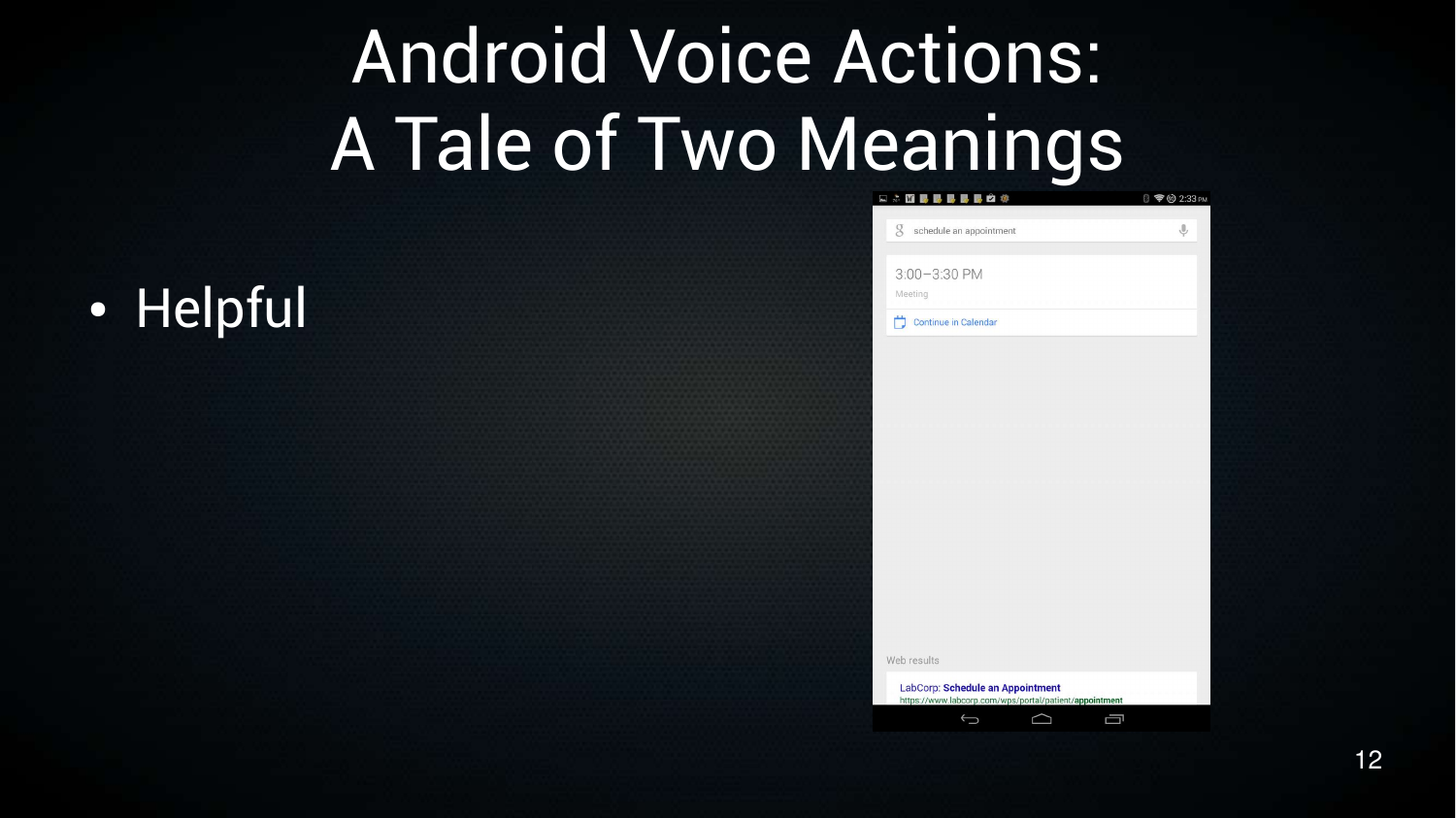# Android Voice Actions: A Tale of Two Meanings

- Helpful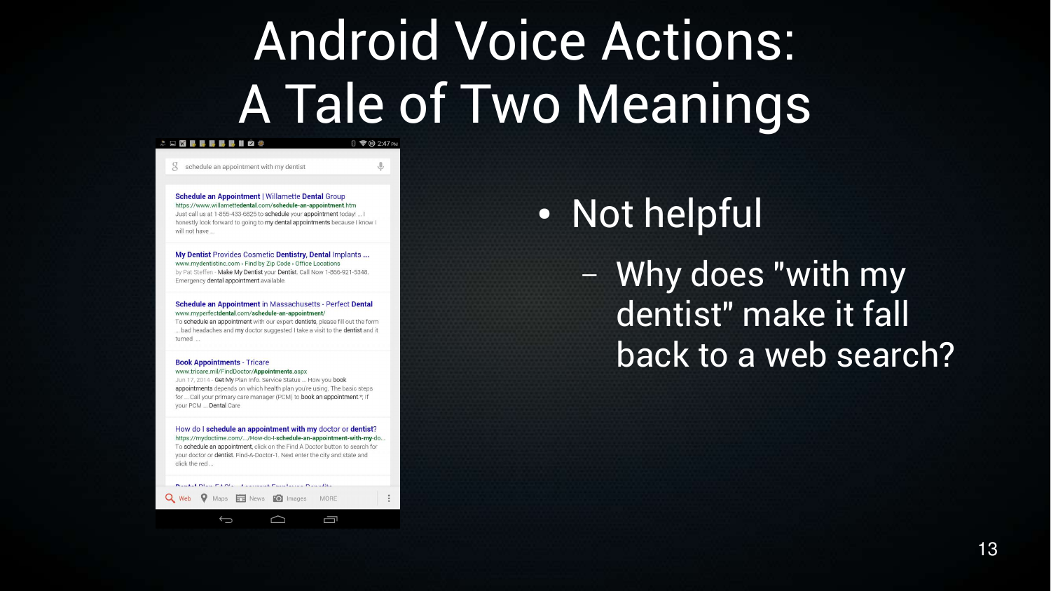# Android Voice Actions: A Tale of Two Meanings

- Not helpful
  - Why does "with my dentist" make it fall back to a web search?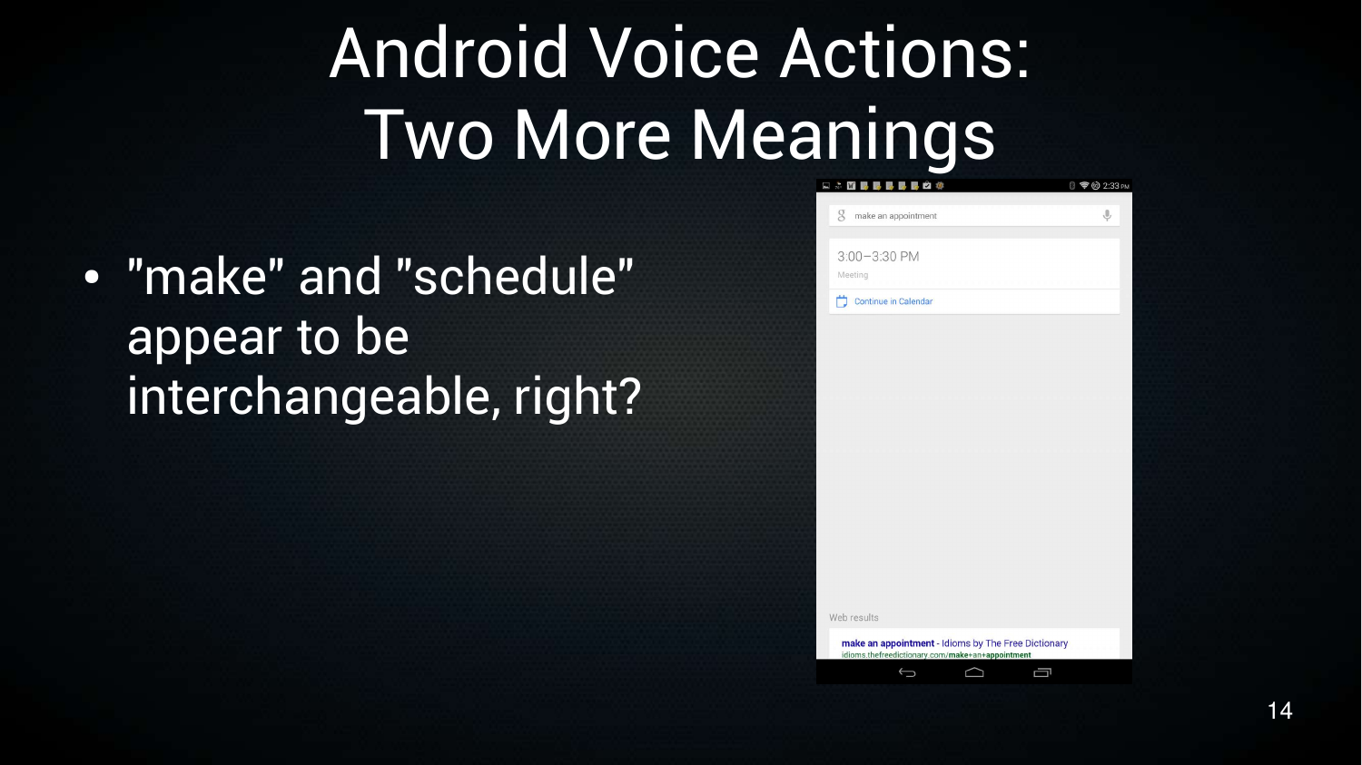# Android Voice Actions: Two More Meanings

- "make" and "schedule" appear to be interchangeable, right?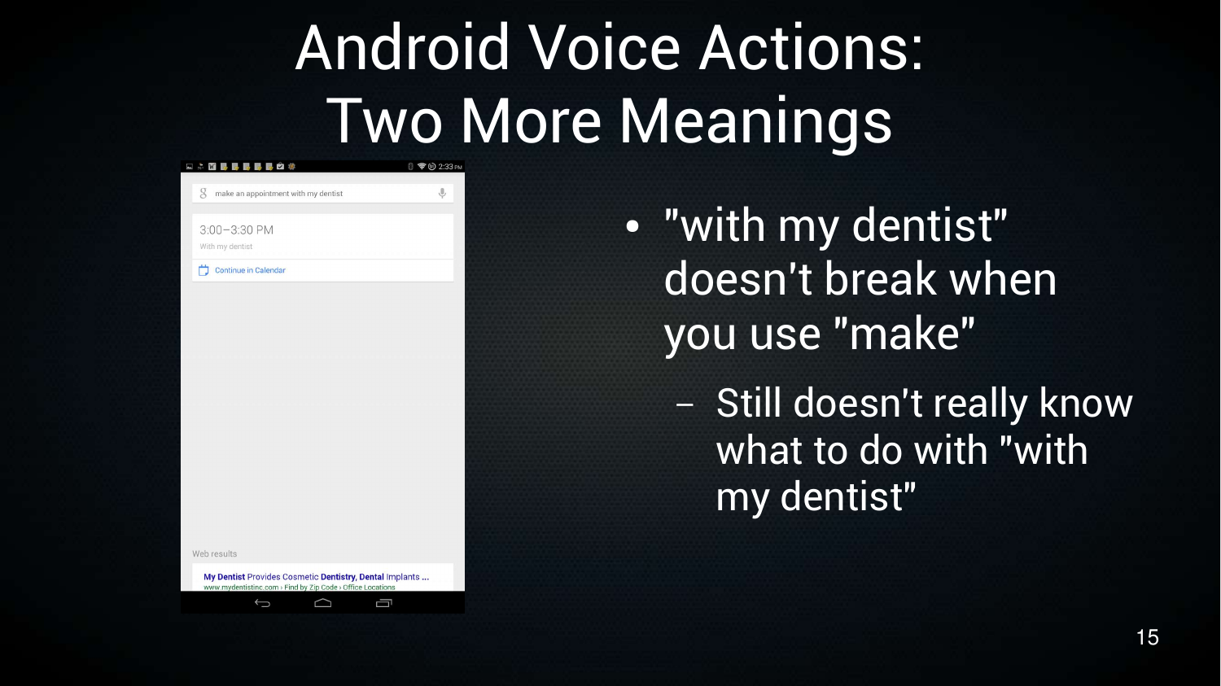# Android Voice Actions: Two More Meanings

- "with my dentist" doesn't break when you use "make"
  - Still doesn't really know what to do with "with my dentist"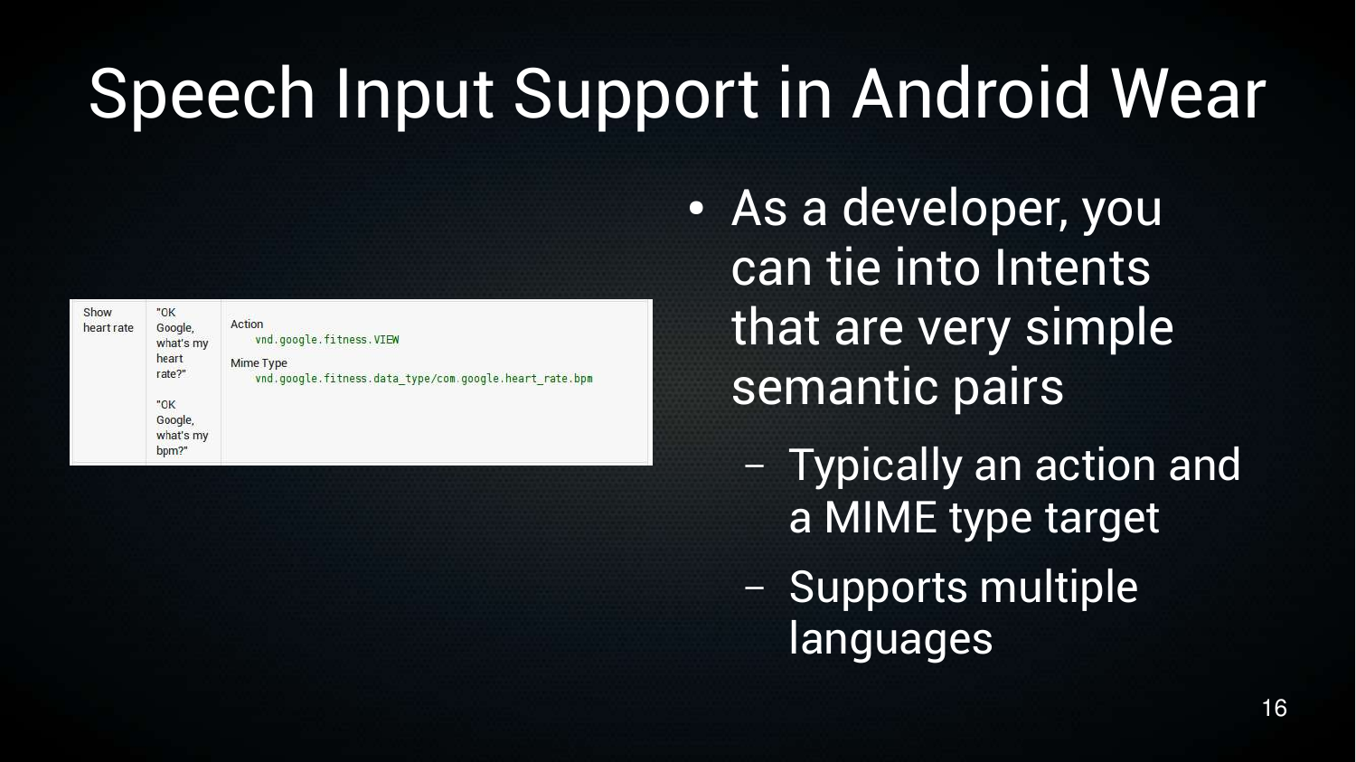# Speech Input Support in Android Wear

| Show heart rate | "OK Google, what's my heart rate?"<br><br>"OK Google, what's my bpm?" | Action<br>`vnd.google.fitness.VIEW`<br>Mime Type<br>`vnd.google.fitness.data_type/com.google.heart_rate.bpm` |
|---|---|---|

- As a developer, you can tie into Intents that are very simple semantic pairs
  - Typically an action and a MIME type target
  - Supports multiple languages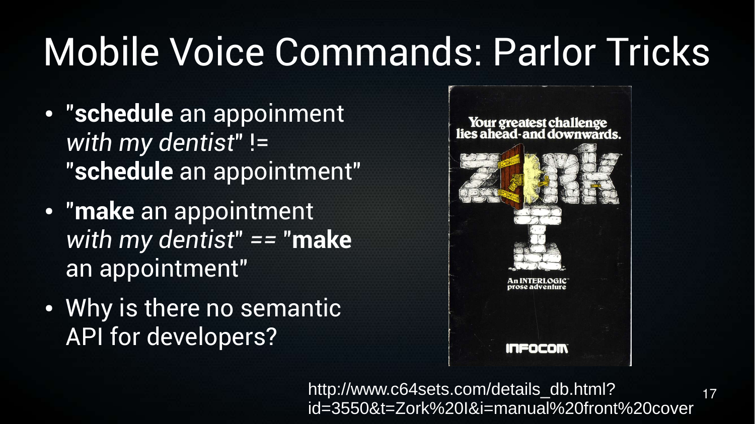# Mobile Voice Commands: Parlor Tricks

- "**schedule** an appoinment *with my dentist*" != "**schedule** an appointment"
- "**make** an appointment *with my dentist*" *==* "**make** an appointment"
- Why is there no semantic API for developers?

http://www.c64sets.com/details_db.html?id=3550&t=Zork%20I&i=manual%20front%20cover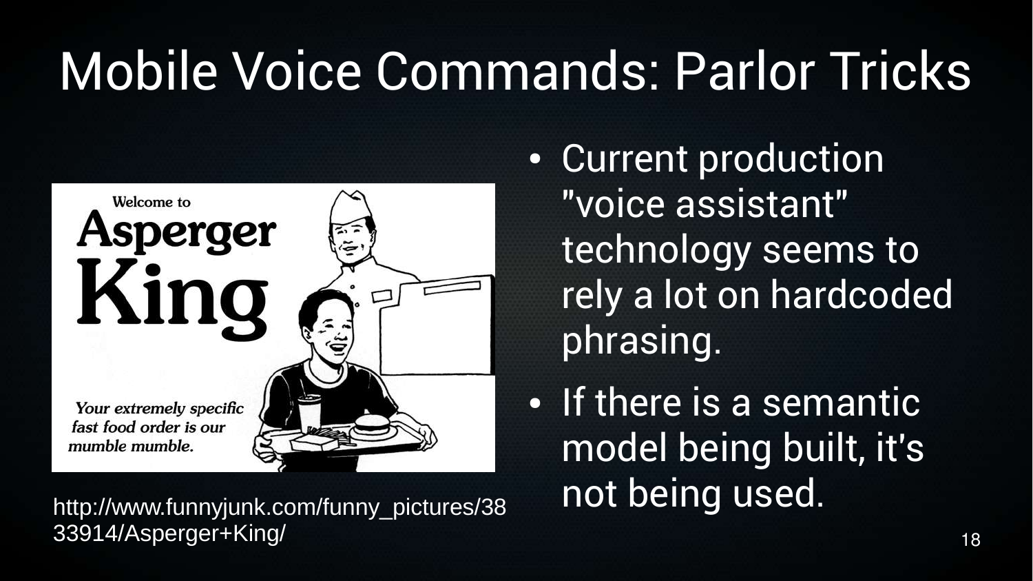# Mobile Voice Commands: Parlor Tricks

http://www.funnyjunk.com/funny_pictures/3833914/Asperger+King/

- Current production "voice assistant" technology seems to rely a lot on hardcoded phrasing.
- If there is a semantic model being built, it's not being used.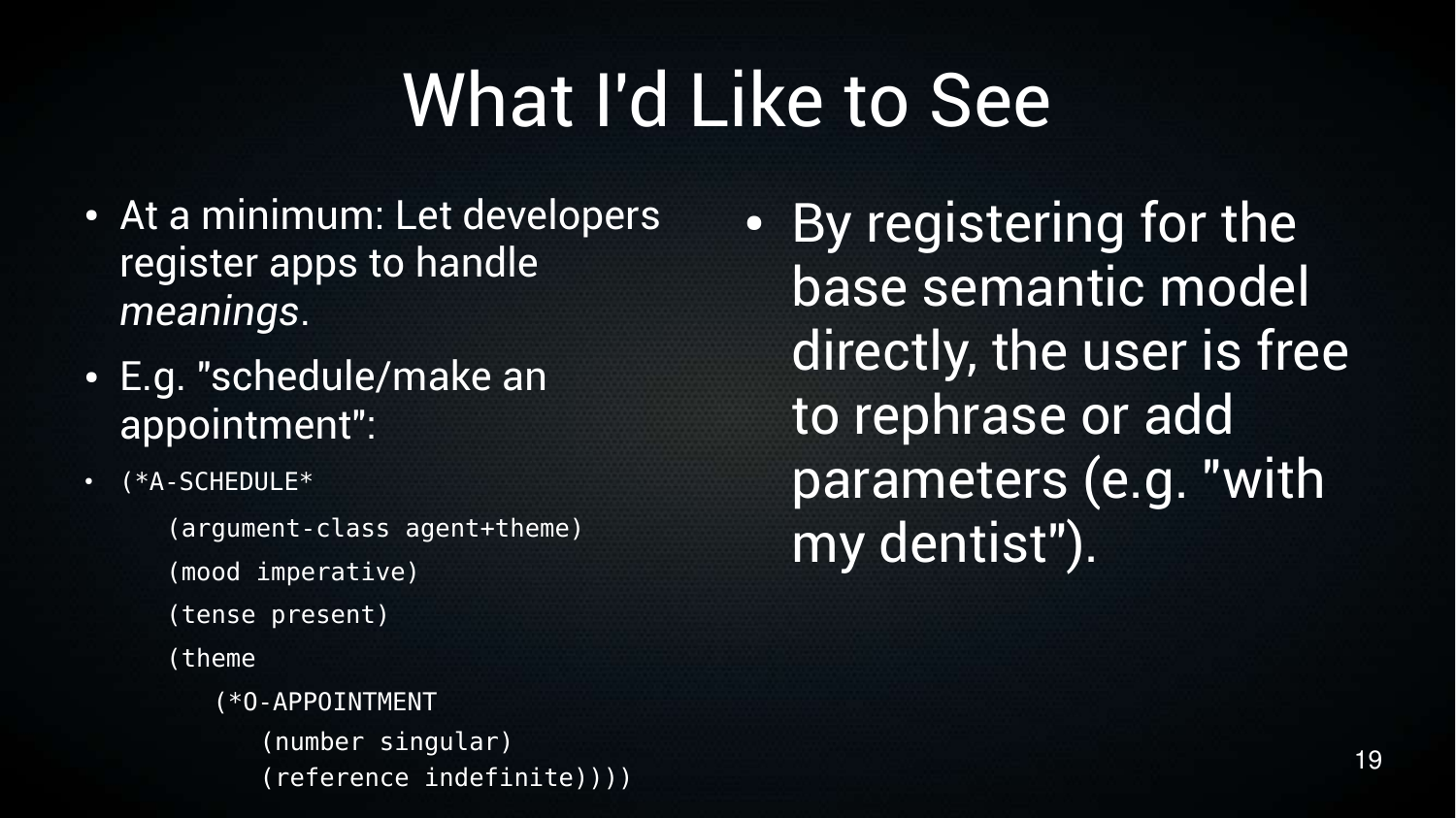# What I'd Like to See

- At a minimum: Let developers register apps to handle *meanings*.
- E.g. "schedule/make an appointment":
- ```
  (*A-SCHEDULE*
      (argument-class agent+theme)
      (mood imperative)
      (tense present)
      (theme
         (*O-APPOINTMENT
            (number singular)
            (reference indefinite))))
  ```

- By registering for the base semantic model directly, the user is free to rephrase or add parameters (e.g. "with my dentist").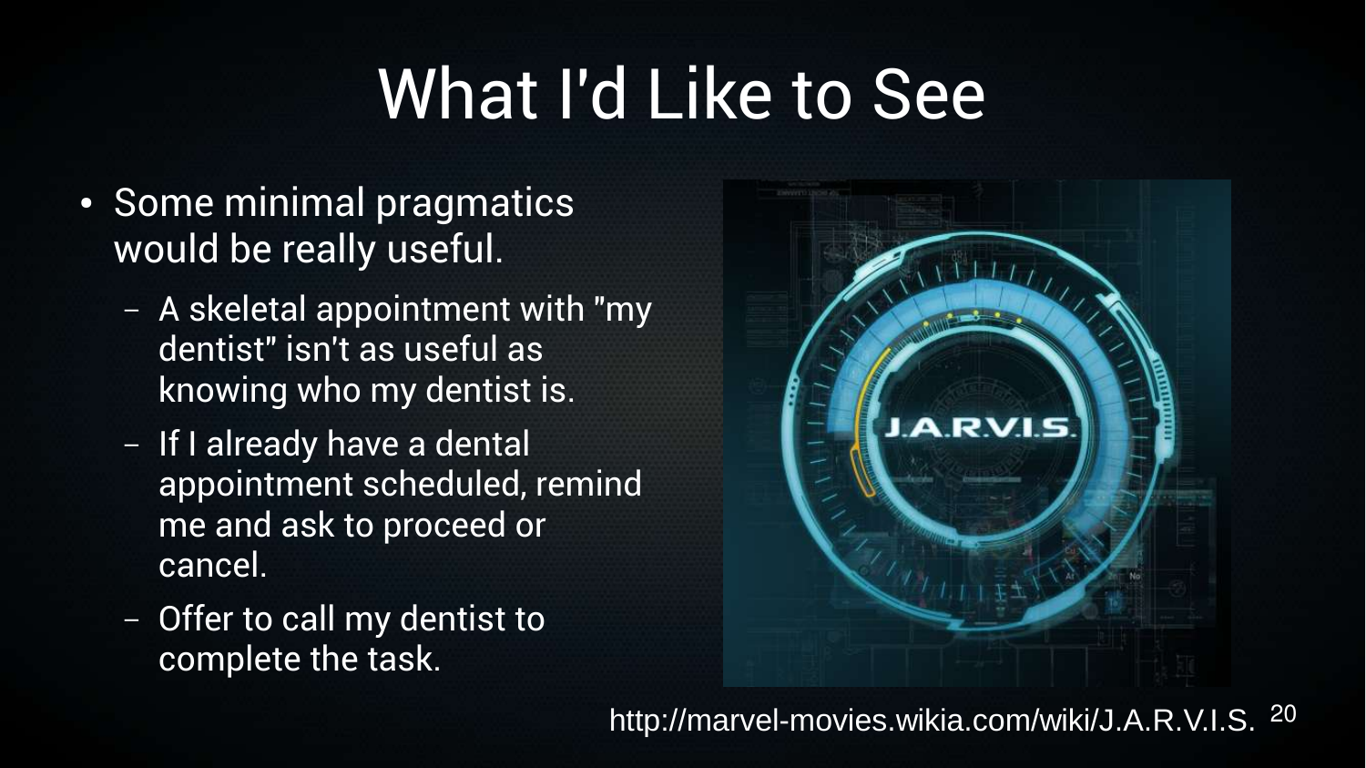# What I'd Like to See

- Some minimal pragmatics would be really useful.
  - A skeletal appointment with "my dentist" isn't as useful as knowing who my dentist is.
  - If I already have a dental appointment scheduled, remind me and ask to proceed or cancel.
  - Offer to call my dentist to complete the task.

http://marvel-movies.wikia.com/wiki/J.A.R.V.I.S.